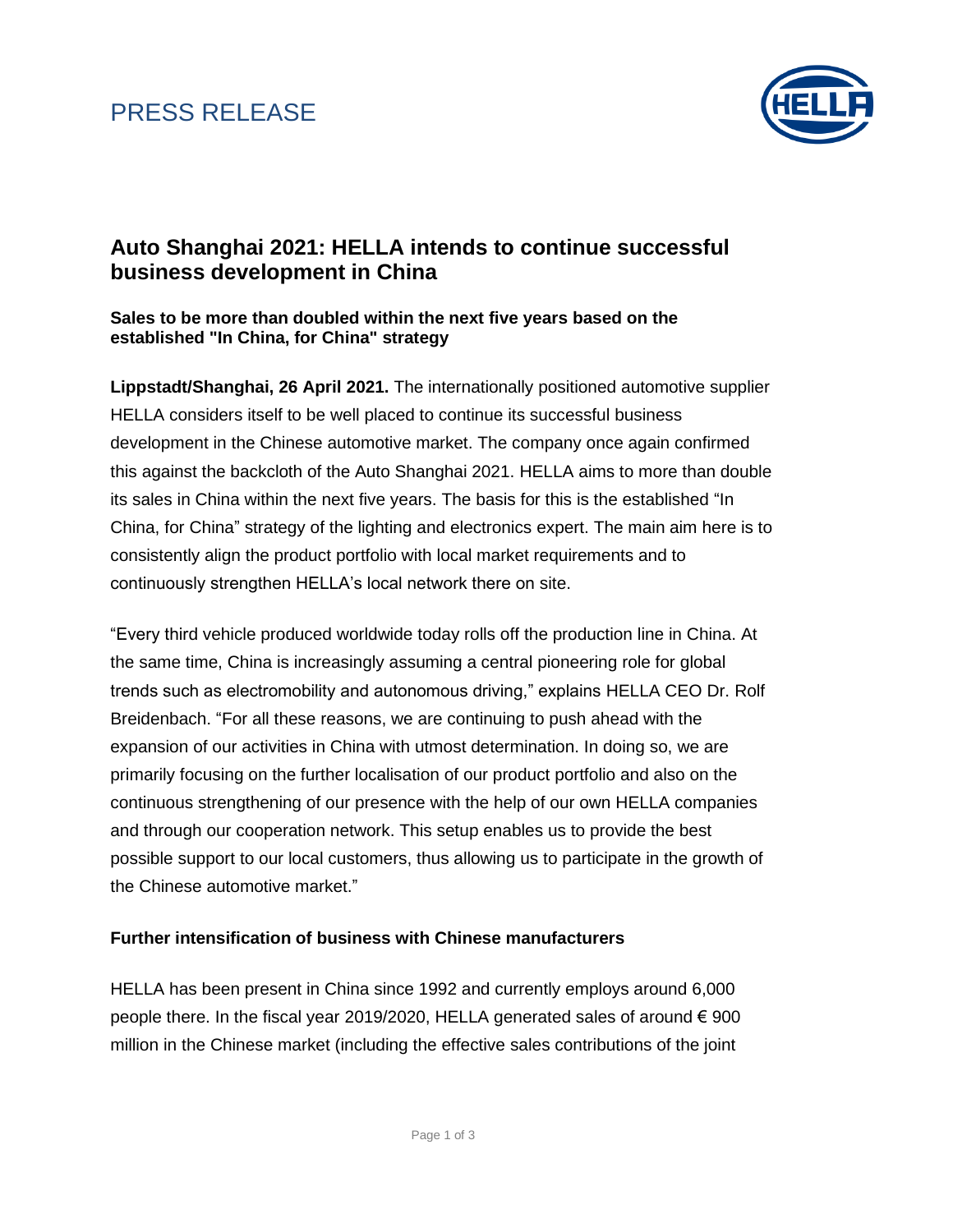PRESS RELEASE

# Auto Shanghai 2021: HELLA intends to continue successful business development in China

**Sales to be more than doubled within the next five years based on the established "In China, for China" strategy**

**Lippstadt/Shanghai, 26 April 2021.** The internationally positioned automotive supplier HELLA considers itself to be well placed to continue its successful business development in the Chinese automotive market. The company once again confirmed this against the backcloth of the Auto Shanghai 2021. HELLA aims to more than double its sales in China within the next five years. The basis for this is the established "In China, for China" strategy of the lighting and electronics expert. The main aim here is to consistently align the product portfolio with local market requirements and to continuously strengthen HELLA's local network there on site.

"Every third vehicle produced worldwide today rolls off the production line in China. At the same time, China is increasingly assuming a central pioneering role for global trends such as electromobility and autonomous driving," explains HELLA CEO Dr. Rolf Breidenbach. "For all these reasons, we are continuing to push ahead with the expansion of our activities in China with utmost determination. In doing so, we are primarily focusing on the further localisation of our product portfolio and also on the continuous strengthening of our presence with the help of our own HELLA companies and through our cooperation network. This setup enables us to provide the best possible support to our local customers, thus allowing us to participate in the growth of the Chinese automotive market."

## Further intensification of business with Chinese manufacturers

HELLA has been present in China since 1992 and currently employs around 6,000 people there. In the fiscal year 2019/2020, HELLA generated sales of around € 900 million in the Chinese market (including the effective sales contributions of the joint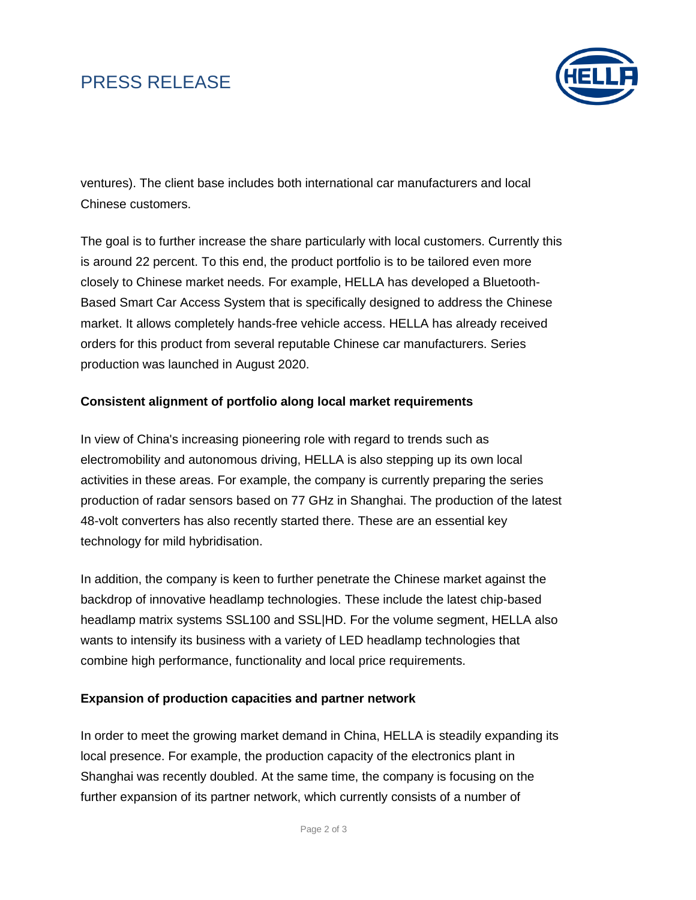ventures). The client base includes both international car manufacturers and local Chinese customers.

The goal is to further increase the share particularly with local customers. Currently this is around 22 percent. To this end, the product portfolio is to be tailored even more closely to Chinese market needs. For example, HELLA has developed a Bluetooth-Based Smart Car Access System that is specifically designed to address the Chinese market. It allows completely hands-free vehicle access. HELLA has already received orders for this product from several reputable Chinese car manufacturers. Series production was launched in August 2020.

**Consistent alignment of portfolio along local market requirements**

In view of China's increasing pioneering role with regard to trends such as electromobility and autonomous driving, HELLA is also stepping up its own local activities in these areas. For example, the company is currently preparing the series production of radar sensors based on 77 GHz in Shanghai. The production of the latest 48-volt converters has also recently started there. These are an essential key technology for mild hybridisation.

In addition, the company is keen to further penetrate the Chinese market against the backdrop of innovative headlamp technologies. These include the latest chip-based headlamp matrix systems SSL100 and SSL|HD. For the volume segment, HELLA also wants to intensify its business with a variety of LED headlamp technologies that combine high performance, functionality and local price requirements.

**Expansion of production capacities and partner network**

In order to meet the growing market demand in China, HELLA is steadily expanding its local presence. For example, the production capacity of the electronics plant in Shanghai was recently doubled. At the same time, the company is focusing on the further expansion of its partner network, which currently consists of a number of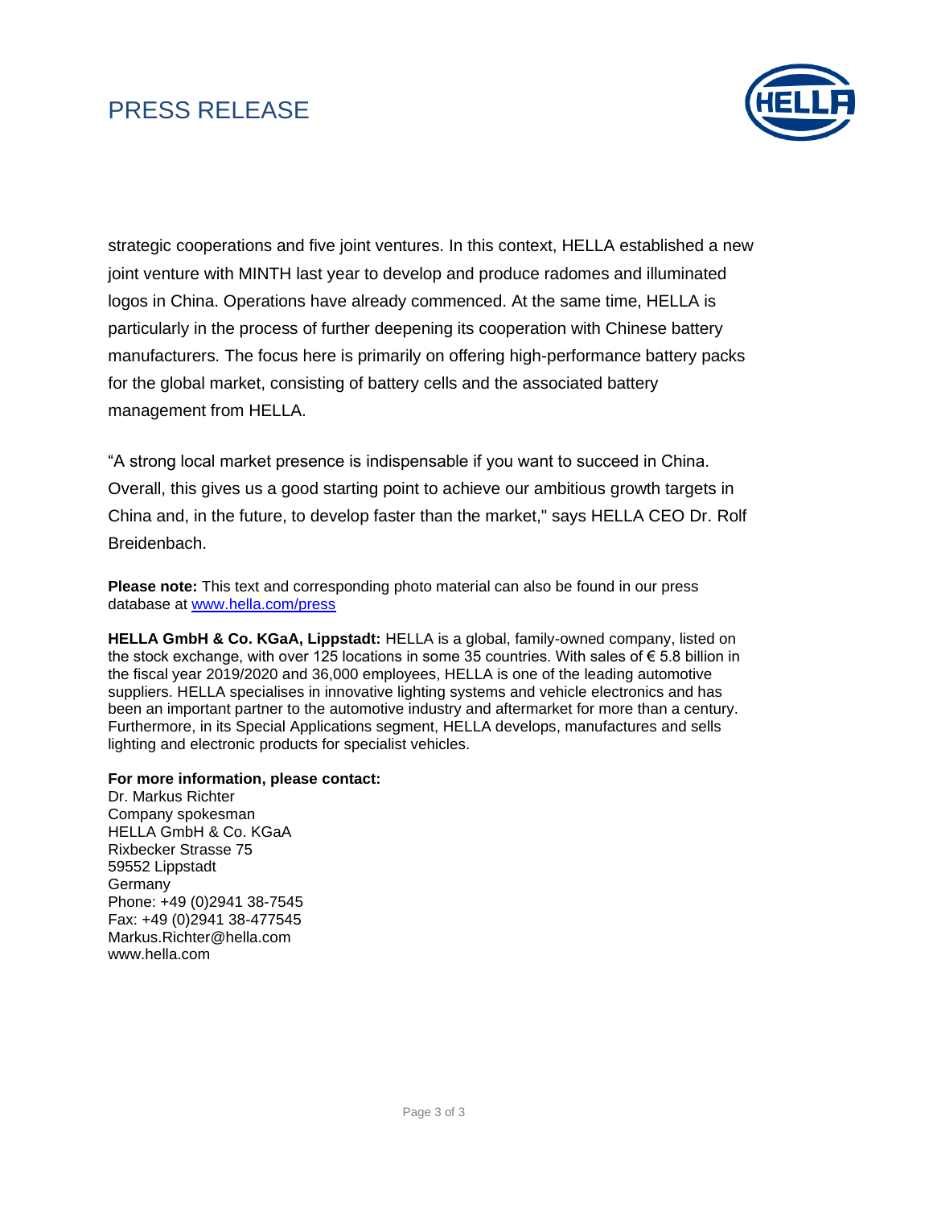strategic cooperations and five joint ventures. In this context, HELLA established a new joint venture with MINTH last year to develop and produce radomes and illuminated logos in China. Operations have already commenced. At the same time, HELLA is particularly in the process of further deepening its cooperation with Chinese battery manufacturers. The focus here is primarily on offering high-performance battery packs for the global market, consisting of battery cells and the associated battery management from HELLA.

“A strong local market presence is indispensable if you want to succeed in China. Overall, this gives us a good starting point to achieve our ambitious growth targets in China and, in the future, to develop faster than the market," says HELLA CEO Dr. Rolf Breidenbach.

**Please note:** This text and corresponding photo material can also be found in our press database at [www.hella.com/press](www.hella.com/press)

**HELLA GmbH & Co. KGaA, Lippstadt:** HELLA is a global, family-owned company, listed on the stock exchange, with over 125 locations in some 35 countries. With sales of € 5.8 billion in the fiscal year 2019/2020 and 36,000 employees, HELLA is one of the leading automotive suppliers. HELLA specialises in innovative lighting systems and vehicle electronics and has been an important partner to the automotive industry and aftermarket for more than a century. Furthermore, in its Special Applications segment, HELLA develops, manufactures and sells lighting and electronic products for specialist vehicles.

**For more information, please contact:**  
Dr. Markus Richter  
Company spokesman  
HELLA GmbH & Co. KGaA  
Rixbecker Strasse 75  
59552 Lippstadt  
Germany  
Phone: +49 (0)2941 38-7545  
Fax: +49 (0)2941 38-477545  
Markus.Richter@hella.com  
www.hella.com